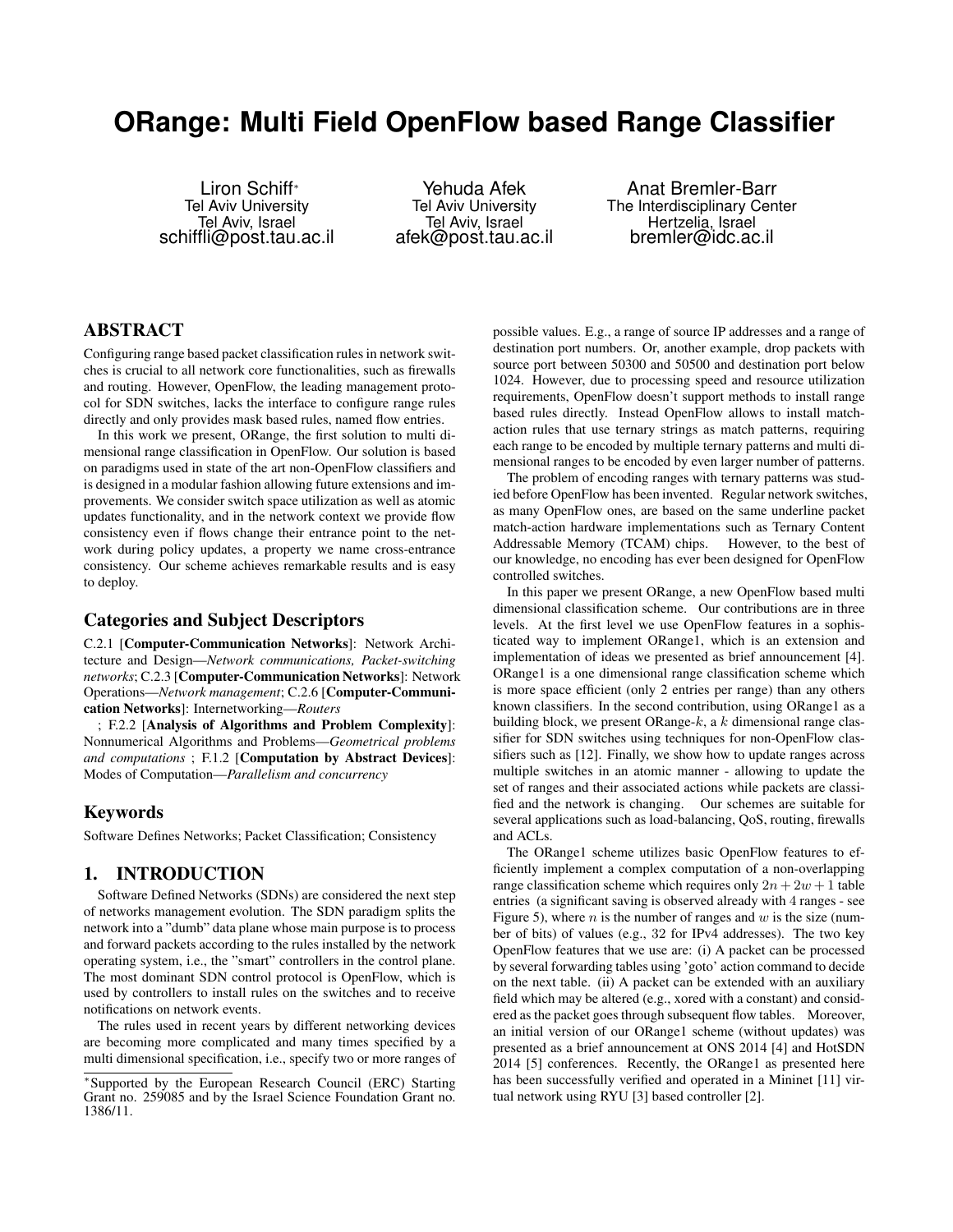# ORange: Multi Field OpenFlow based Range Classifier

Liron Schiff[*]
Tel Aviv University
Tel Aviv, Israel
schiffli@post.tau.ac.il

Yehuda Afek
Tel Aviv University
Tel Aviv, Israel
afek@post.tau.ac.il

Anat Bremler-Barr
The Interdisciplinary Center
Hertzelia, Israel
bremler@idc.ac.il

## ABSTRACT

Configuring range based packet classification rules in network switches is crucial to all network core functionalities, such as firewalls and routing. However, OpenFlow, the leading management protocol for SDN switches, lacks the interface to configure range rules directly and only provides mask based rules, named flow entries.

In this work we present, ORange, the first solution to multi dimensional range classification in OpenFlow. Our solution is based on paradigms used in state of the art non-OpenFlow classifiers and is designed in a modular fashion allowing future extensions and improvements. We consider switch space utilization as well as atomic updates functionality, and in the network context we provide flow consistency even if flows change their entrance point to the network during policy updates, a property we name cross-entrance consistency. Our scheme achieves remarkable results and is easy to deploy.

## Categories and Subject Descriptors

C.2.1 [**Computer-Communication Networks**]: Network Architecture and Design—*Network communications, Packet-switching networks*; C.2.3 [**Computer-Communication Networks**]: Network Operations—*Network management*; C.2.6 [**Computer-Communication Networks**]: Internetworking—*Routers*

; F.2.2 [**Analysis of Algorithms and Problem Complexity**]: Nonnumerical Algorithms and Problems—*Geometrical problems and computations* ; F.1.2 [**Computation by Abstract Devices**]: Modes of Computation—*Parallelism and concurrency*

## Keywords

Software Defines Networks; Packet Classification; Consistency

## 1. INTRODUCTION

Software Defined Networks (SDNs) are considered the next step of networks management evolution. The SDN paradigm splits the network into a "dumb" data plane whose main purpose is to process and forward packets according to the rules installed by the network operating system, i.e., the "smart" controllers in the control plane. The most dominant SDN control protocol is OpenFlow, which is used by controllers to install rules on the switches and to receive notifications on network events.

The rules used in recent years by different networking devices are becoming more complicated and many times specified by a multi dimensional specification, i.e., specify two or more ranges of possible values. E.g., a range of source IP addresses and a range of destination port numbers. Or, another example, drop packets with source port between 50300 and 50500 and destination port below 1024. However, due to processing speed and resource utilization requirements, OpenFlow doesn't support methods to install range based rules directly. Instead OpenFlow allows to install match-action rules that use ternary strings as match patterns, requiring each range to be encoded by multiple ternary patterns and multi dimensional ranges to be encoded by even larger number of patterns.

The problem of encoding ranges with ternary patterns was studied before OpenFlow has been invented. Regular network switches, as many OpenFlow ones, are based on the same underline packet match-action hardware implementations such as Ternary Content Addressable Memory (TCAM) chips. However, to the best of our knowledge, no encoding has ever been designed for OpenFlow controlled switches.

In this paper we present ORange, a new OpenFlow based multi dimensional classification scheme. Our contributions are in three levels. At the first level we use OpenFlow features in a sophisticated way to implement ORange1, which is an extension and implementation of ideas we presented as brief announcement [4]. ORange1 is a one dimensional range classification scheme which is more space efficient (only 2 entries per range) than any others known classifiers. In the second contribution, using ORange1 as a building block, we present ORange-$k$, a $k$ dimensional range classifier for SDN switches using techniques for non-OpenFlow classifiers such as [12]. Finally, we show how to update ranges across multiple switches in an atomic manner - allowing to update the set of ranges and their associated actions while packets are classified and the network is changing. Our schemes are suitable for several applications such as load-balancing, QoS, routing, firewalls and ACLs.

The ORange1 scheme utilizes basic OpenFlow features to efficiently implement a complex computation of a non-overlapping range classification scheme which requires only $2n + 2w + 1$ table entries (a significant saving is observed already with 4 ranges - see Figure 5), where $n$ is the number of ranges and $w$ is the size (number of bits) of values (e.g., 32 for IPv4 addresses). The two key OpenFlow features that we use are: (i) A packet can be processed by several forwarding tables using 'goto' action command to decide on the next table. (ii) A packet can be extended with an auxiliary field which may be altered (e.g., xored with a constant) and considered as the packet goes through subsequent flow tables. Moreover, an initial version of our ORange1 scheme (without updates) was presented as a brief announcement at ONS 2014 [4] and HotSDN 2014 [5] conferences. Recently, the ORange1 as presented here has been successfully verified and operated in a Mininet [11] virtual network using RYU [3] based controller [2].

[*]Supported by the European Research Council (ERC) Starting Grant no. 259085 and by the Israel Science Foundation Grant no. 1386/11.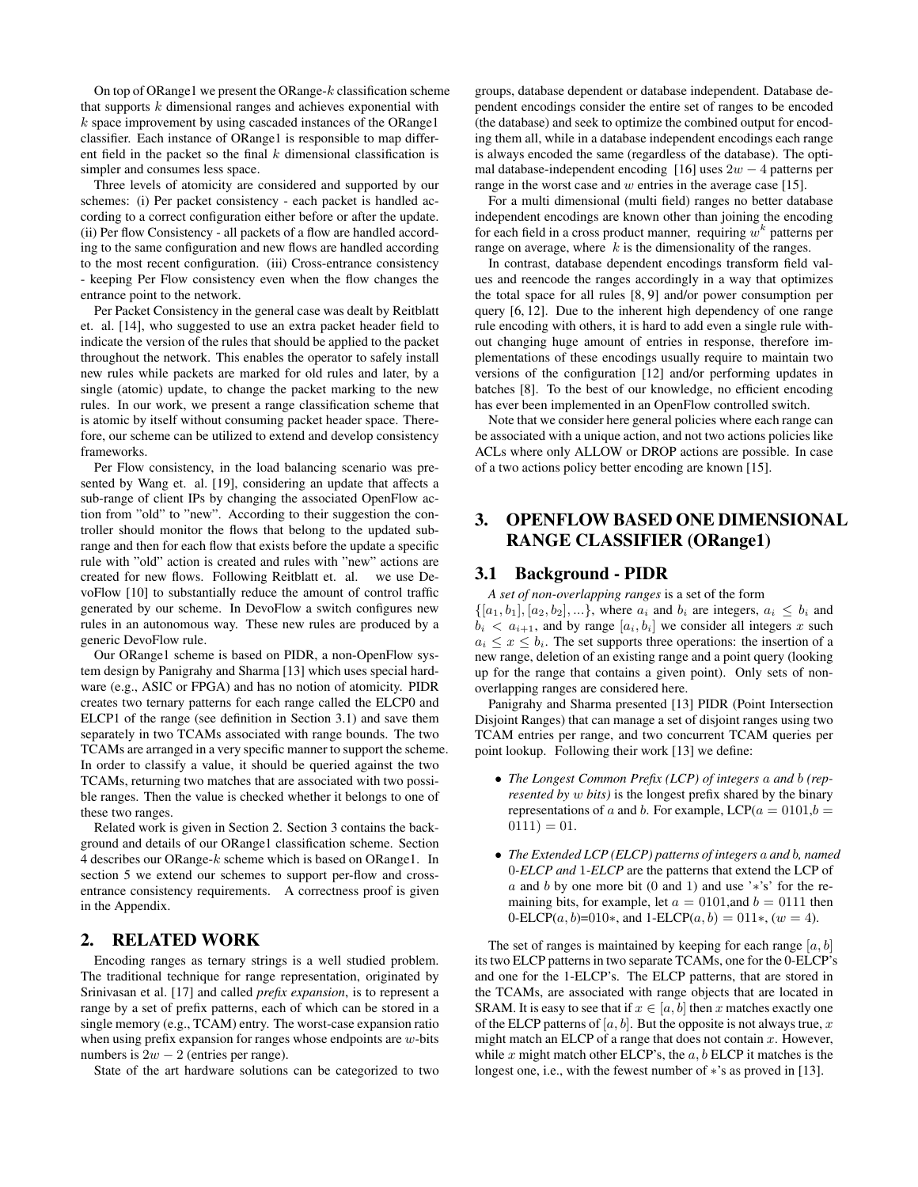On top of ORange1 we present the ORange-$k$ classification scheme that supports $k$ dimensional ranges and achieves exponential with $k$ space improvement by using cascaded instances of the ORange1 classifier. Each instance of ORange1 is responsible to map different field in the packet so the final $k$ dimensional classification is simpler and consumes less space.

Three levels of atomicity are considered and supported by our schemes: (i) Per packet consistency - each packet is handled according to a correct configuration either before or after the update. (ii) Per flow Consistency - all packets of a flow are handled according to the same configuration and new flows are handled according to the most recent configuration. (iii) Cross-entrance consistency - keeping Per Flow consistency even when the flow changes the entrance point to the network.

Per Packet Consistency in the general case was dealt by Reitblatt et. al. [14], who suggested to use an extra packet header field to indicate the version of the rules that should be applied to the packet throughout the network. This enables the operator to safely install new rules while packets are marked for old rules and later, by a single (atomic) update, to change the packet marking to the new rules. In our work, we present a range classification scheme that is atomic by itself without consuming packet header space. Therefore, our scheme can be utilized to extend and develop consistency frameworks.

Per Flow consistency, in the load balancing scenario was presented by Wang et. al. [19], considering an update that affects a sub-range of client IPs by changing the associated OpenFlow action from "old" to "new". According to their suggestion the controller should monitor the flows that belong to the updated sub-range and then for each flow that exists before the update a specific rule with "old" action is created and rules with "new" actions are created for new flows. Following Reitblatt et. al. we use DevoFlow [10] to substantially reduce the amount of control traffic generated by our scheme. In DevoFlow a switch configures new rules in an autonomous way. These new rules are produced by a generic DevoFlow rule.

Our ORange1 scheme is based on PIDR, a non-OpenFlow system design by Panigrahy and Sharma [13] which uses special hardware (e.g., ASIC or FPGA) and has no notion of atomicity. PIDR creates two ternary patterns for each range called the ELCP0 and ELCP1 of the range (see definition in Section 3.1) and save them separately in two TCAMs associated with range bounds. The two TCAMs are arranged in a very specific manner to support the scheme. In order to classify a value, it should be queried against the two TCAMs, returning two matches that are associated with two possible ranges. Then the value is checked whether it belongs to one of these two ranges.

Related work is given in Section 2. Section 3 contains the background and details of our ORange1 classification scheme. Section 4 describes our ORange-$k$ scheme which is based on ORange1. In section 5 we extend our schemes to support per-flow and cross-entrance consistency requirements. A correctness proof is given in the Appendix.

## 2. RELATED WORK

Encoding ranges as ternary strings is a well studied problem. The traditional technique for range representation, originated by Srinivasan et al. [17] and called *prefix expansion*, is to represent a range by a set of prefix patterns, each of which can be stored in a single memory (e.g., TCAM) entry. The worst-case expansion ratio when using prefix expansion for ranges whose endpoints are $w$-bits numbers is $2w - 2$ (entries per range).

State of the art hardware solutions can be categorized to two groups, database dependent or database independent. Database dependent encodings consider the entire set of ranges to be encoded (the database) and seek to optimize the combined output for encoding them all, while in a database independent encodings each range is always encoded the same (regardless of the database). The optimal database-independent encoding [16] uses $2w - 4$ patterns per range in the worst case and $w$ entries in the average case [15].

For a multi dimensional (multi field) ranges no better database independent encodings are known other than joining the encoding for each field in a cross product manner, requiring $w^k$ patterns per range on average, where $k$ is the dimensionality of the ranges.

In contrast, database dependent encodings transform field values and reencode the ranges accordingly in a way that optimizes the total space for all rules [8, 9] and/or power consumption per query [6, 12]. Due to the inherent high dependency of one range rule encoding with others, it is hard to add even a single rule without changing huge amount of entries in response, therefore implementations of these encodings usually require to maintain two versions of the configuration [12] and/or performing updates in batches [8]. To the best of our knowledge, no efficient encoding has ever been implemented in an OpenFlow controlled switch.

Note that we consider here general policies where each range can be associated with a unique action, and not two actions policies like ACLs where only ALLOW or DROP actions are possible. In case of a two actions policy better encoding are known [15].

## 3. OPENFLOW BASED ONE DIMENSIONAL RANGE CLASSIFIER (ORange1)

### 3.1 Background - PIDR

*A set of non-overlapping ranges* is a set of the form $\{[a_1, b_1], [a_2, b_2], ...\}$, where $a_i$ and $b_i$ are integers, $a_i \leq b_i$ and $b_i < a_{i+1}$, and by range $[a_i, b_i]$ we consider all integers $x$ such $a_i \leq x \leq b_i$. The set supports three operations: the insertion of a new range, deletion of an existing range and a point query (looking up for the range that contains a given point). Only sets of non-overlapping ranges are considered here.

Panigrahy and Sharma presented [13] PIDR (Point Intersection Disjoint Ranges) that can manage a set of disjoint ranges using two TCAM entries per range, and two concurrent TCAM queries per point lookup. Following their work [13] we define:

- *The Longest Common Prefix (LCP) of integers $a$ and $b$ (represented by $w$ bits)* is the longest prefix shared by the binary representations of $a$ and $b$. For example, LCP($a = 0101, b = 0111$) = 01.
- *The Extended LCP (ELCP) patterns of integers $a$ and $b$, named 0-ELCP and 1-ELCP* are the patterns that extend the LCP of $a$ and $b$ by one more bit (0 and 1) and use '*'s' for the remaining bits, for example, let $a = 0101$, and $b = 0111$ then 0-ELCP($a, b$)=010*, and 1-ELCP($a, b$) = 011*, ($w = 4$).

The set of ranges is maintained by keeping for each range $[a, b]$ its two ELCP patterns in two separate TCAMs, one for the 0-ELCP's and one for the 1-ELCP's. The ELCP patterns, that are stored in the TCAMs, are associated with range objects that are located in SRAM. It is easy to see that if $x \in [a, b]$ then $x$ matches exactly one of the ELCP patterns of $[a, b]$. But the opposite is not always true, $x$ might match an ELCP of a range that does not contain $x$. However, while $x$ might match other ELCP's, the $a, b$ ELCP it matches is the longest one, i.e., with the fewest number of $*$'s as proved in [13].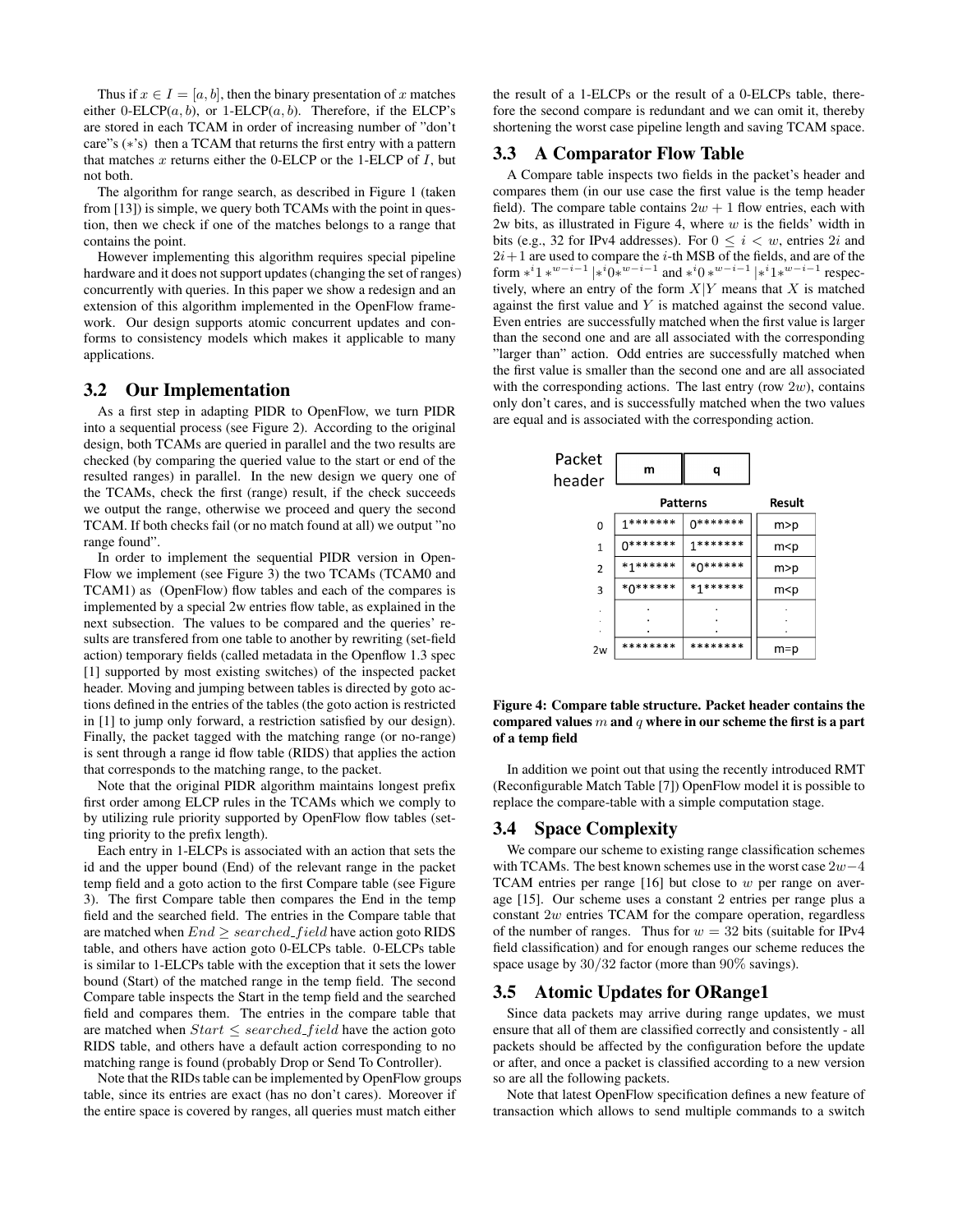Thus if $x \in I = [a, b]$, then the binary presentation of $x$ matches either 0-ELCP$(a, b)$, or 1-ELCP$(a, b)$. Therefore, if the ELCP's are stored in each TCAM in order of increasing number of "don't care"s $(*$'s) then a TCAM that returns the first entry with a pattern that matches $x$ returns either the 0-ELCP or the 1-ELCP of $I$, but not both.

The algorithm for range search, as described in Figure 1 (taken from [13]) is simple, we query both TCAMs with the point in question, then we check if one of the matches belongs to a range that contains the point.

However implementing this algorithm requires special pipeline hardware and it does not support updates (changing the set of ranges) concurrently with queries. In this paper we show a redesign and an extension of this algorithm implemented in the OpenFlow framework. Our design supports atomic concurrent updates and conforms to consistency models which makes it applicable to many applications.

## 3.2 Our Implementation

As a first step in adapting PIDR to OpenFlow, we turn PIDR into a sequential process (see Figure 2). According to the original design, both TCAMs are queried in parallel and the two results are checked (by comparing the queried value to the start or end of the resulted ranges) in parallel. In the new design we query one of the TCAMs, check the first (range) result, if the check succeeds we output the range, otherwise we proceed and query the second TCAM. If both checks fail (or no match found at all) we output "no range found".

In order to implement the sequential PIDR version in OpenFlow we implement (see Figure 3) the two TCAMs (TCAM0 and TCAM1) as (OpenFlow) flow tables and each of the compares is implemented by a special 2w entries flow table, as explained in the next subsection. The values to be compared and the queries' results are transfered from one table to another by rewriting (set-field action) temporary fields (called metadata in the Openflow 1.3 spec [1] supported by most existing switches) of the inspected packet header. Moving and jumping between tables is directed by goto actions defined in the entries of the tables (the goto action is restricted in [1] to jump only forward, a restriction satisfied by our design). Finally, the packet tagged with the matching range (or no-range) is sent through a range id flow table (RIDS) that applies the action that corresponds to the matching range, to the packet.

Note that the original PIDR algorithm maintains longest prefix first order among ELCP rules in the TCAMs which we comply to by utilizing rule priority supported by OpenFlow flow tables (setting priority to the prefix length).

Each entry in 1-ELCPs is associated with an action that sets the id and the upper bound (End) of the relevant range in the packet temp field and a goto action to the first Compare table (see Figure 3). The first Compare table then compares the End in the temp field and the searched field. The entries in the Compare table that are matched when $End \geq searched\_field$ have action goto RIDS table, and others have action goto 0-ELCPs table. 0-ELCPs table is similar to 1-ELCPs table with the exception that it sets the lower bound (Start) of the matched range in the temp field. The second Compare table inspects the Start in the temp field and the searched field and compares them. The entries in the compare table that are matched when $Start \leq searched\_field$ have the action goto RIDS table, and others have a default action corresponding to no matching range is found (probably Drop or Send To Controller).

Note that the RIDs table can be implemented by OpenFlow groups table, since its entries are exact (has no don't cares). Moreover if the entire space is covered by ranges, all queries must match either the result of a 1-ELCPs or the result of a 0-ELCPs table, therefore the second compare is redundant and we can omit it, thereby shortening the worst case pipeline length and saving TCAM space.

## 3.3 A Comparator Flow Table

A Compare table inspects two fields in the packet's header and compares them (in our use case the first value is the temp header field). The compare table contains $2w + 1$ flow entries, each with 2w bits, as illustrated in Figure 4, where $w$ is the fields' width in bits (e.g., 32 for IPv4 addresses). For $0 \leq i < w$, entries $2i$ and $2i+1$ are used to compare the $i$-th MSB of the fields, and are of the form $*^i 1 *^{w-i-1} | *^i 0 *^{w-i-1}$ and $*^i 0 *^{w-i-1} | *^i 1 *^{w-i-1}$ respectively, where an entry of the form $X|Y$ means that $X$ is matched against the first value and $Y$ is matched against the second value. Even entries are successfully matched when the first value is larger than the second one and are all associated with the corresponding "larger than" action. Odd entries are successfully matched when the first value is smaller than the second one and are all associated with the corresponding actions. The last entry (row $2w$), contains only don't cares, and is successfully matched when the two values are equal and is associated with the corresponding action.

Packet header: | m | q |

| | Patterns | | Result |
|---|---|---|---|
| 0 | 1******* | 0******* | m>p |
| 1 | 0******* | 1******* | m<p |
| 2 | *1****** | *0****** | m>p |
| 3 | *0****** | *1****** | m<p |
| ⋮ | ⋮ | ⋮ | ⋮ |
| 2w | ******** | ******** | m=p |

**Figure 4: Compare table structure. Packet header contains the compared values $m$ and $q$ where in our scheme the first is a part of a temp field**

In addition we point out that using the recently introduced RMT (Reconfigurable Match Table [7]) OpenFlow model it is possible to replace the compare-table with a simple computation stage.

## 3.4 Space Complexity

We compare our scheme to existing range classification schemes with TCAMs. The best known schemes use in the worst case $2w-4$ TCAM entries per range [16] but close to $w$ per range on average [15]. Our scheme uses a constant 2 entries per range plus a constant $2w$ entries TCAM for the compare operation, regardless of the number of ranges. Thus for $w = 32$ bits (suitable for IPv4 field classification) and for enough ranges our scheme reduces the space usage by $30/32$ factor (more than $90\%$ savings).

## 3.5 Atomic Updates for ORange1

Since data packets may arrive during range updates, we must ensure that all of them are classified correctly and consistently - all packets should be affected by the configuration before the update or after, and once a packet is classified according to a new version so are all the following packets.

Note that latest OpenFlow specification defines a new feature of transaction which allows to send multiple commands to a switch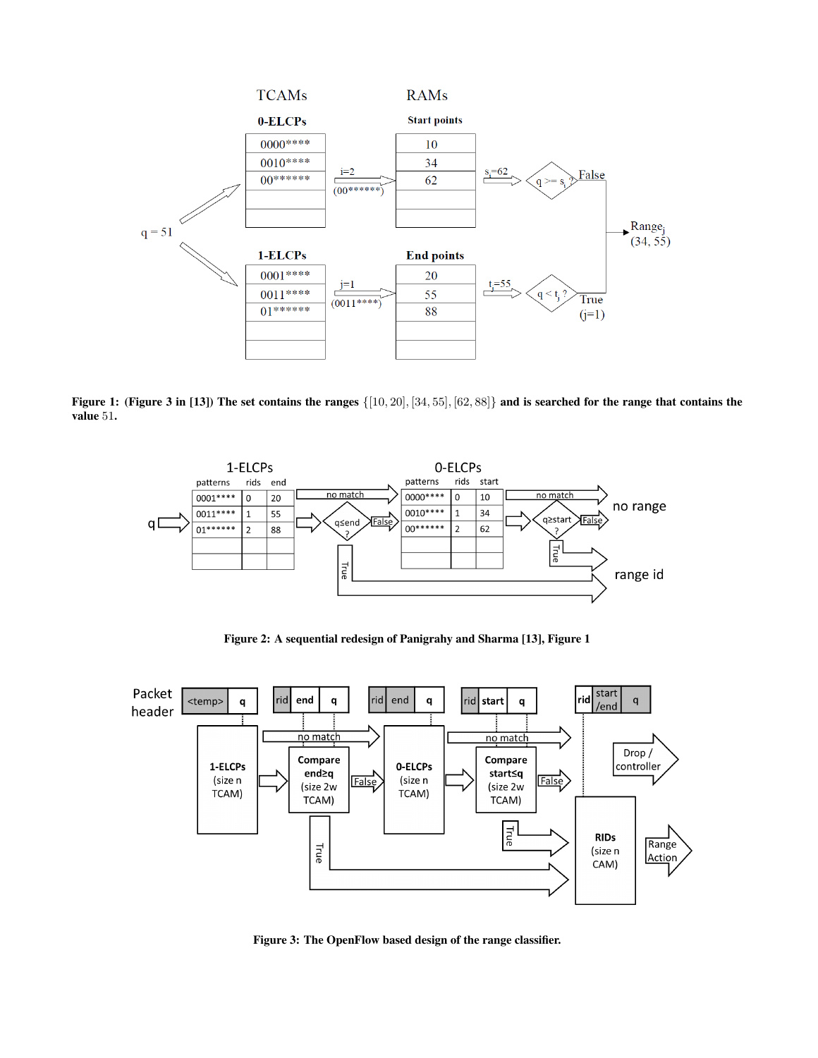Figure 1: (Figure 3 in [13]) The set contains the ranges $\{[10, 20], [34, 55], [62, 88]\}$ and is searched for the range that contains the value 51.

Figure 2: A sequential redesign of Panigrahy and Sharma [13], Figure 1

Figure 3: The OpenFlow based design of the range classifier.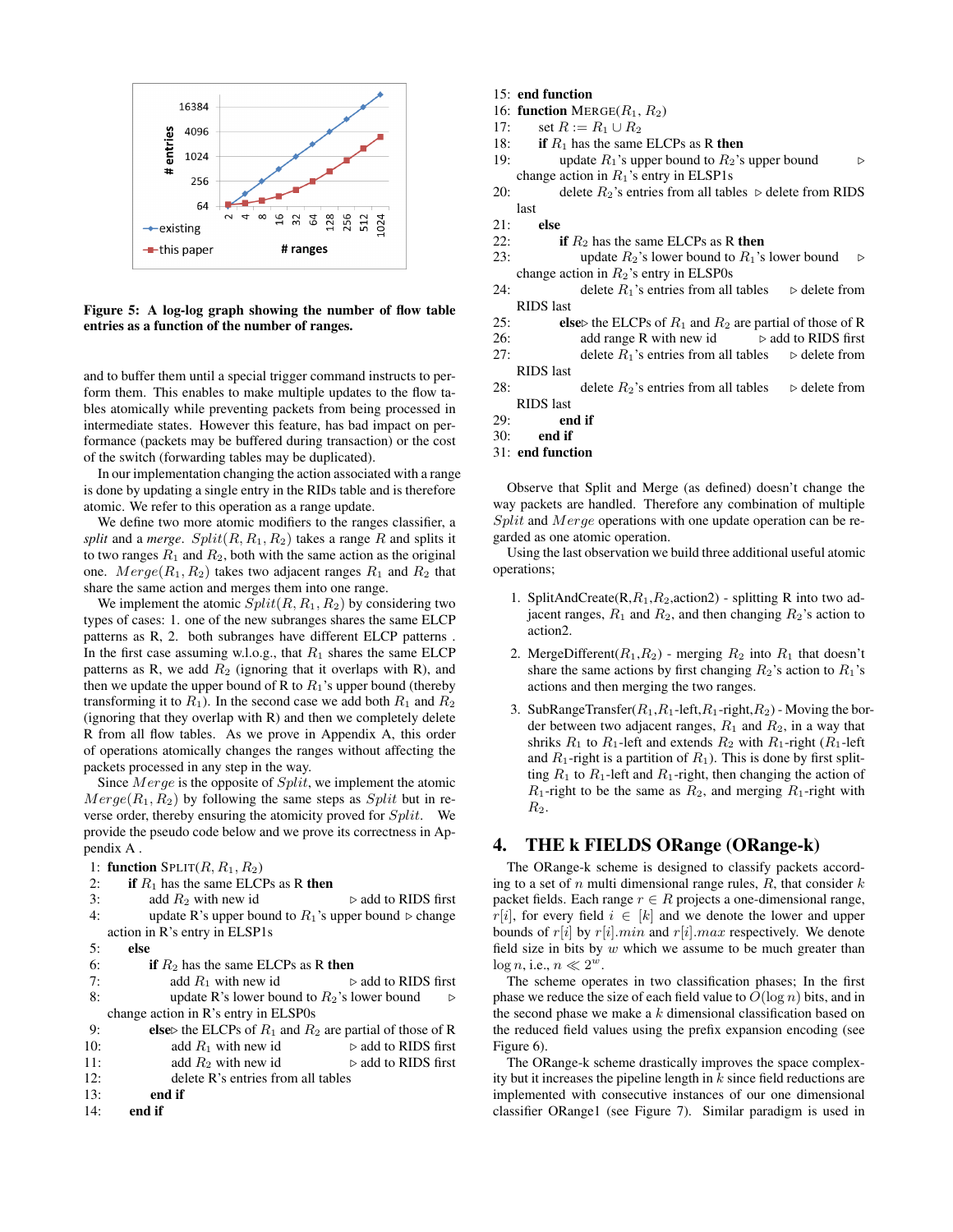Figure 5: A log-log graph showing the number of flow table entries as a function of the number of ranges.

and to buffer them until a special trigger command instructs to perform them. This enables to make multiple updates to the flow tables atomically while preventing packets from being processed in intermediate states. However this feature, has bad impact on performance (packets may be buffered during transaction) or the cost of the switch (forwarding tables may be duplicated).

In our implementation changing the action associated with a range is done by updating a single entry in the RIDs table and is therefore atomic. We refer to this operation as a range update.

We define two more atomic modifiers to the ranges classifier, a *split* and a *merge*. $Split(R, R_1, R_2)$ takes a range $R$ and splits it to two ranges $R_1$ and $R_2$, both with the same action as the original one. $Merge(R_1, R_2)$ takes two adjacent ranges $R_1$ and $R_2$ that share the same action and merges them into one range.

We implement the atomic $Split(R, R_1, R_2)$ by considering two types of cases: 1. one of the new subranges shares the same ELCP patterns as R, 2. both subranges have different ELCP patterns . In the first case assuming w.l.o.g., that $R_1$ shares the same ELCP patterns as R, we add $R_2$ (ignoring that it overlaps with R), and then we update the upper bound of R to $R_1$'s upper bound (thereby transforming it to $R_1$). In the second case we add both $R_1$ and $R_2$ (ignoring that they overlap with R) and then we completely delete R from all flow tables. As we prove in Appendix A, this order of operations atomically changes the ranges without affecting the packets processed in any step in the way.

Since $Merge$ is the opposite of $Split$, we implement the atomic $Merge(R_1, R_2)$ by following the same steps as $Split$ but in reverse order, thereby ensuring the atomicity proved for $Split$. We provide the pseudo code below and we prove its correctness in Appendix A .

```
1:  function SPLIT(R, R1, R2)
2:      if R1 has the same ELCPs as R then
3:          add R2 with new id                    ▷ add to RIDS first
4:          update R's upper bound to R1's upper bound ▷ change
            action in R's entry in ELSP1s
5:      else
6:          if R2 has the same ELCPs as R then
7:              add R1 with new id                ▷ add to RIDS first
8:              update R's lower bound to R2's lower bound   ▷
            change action in R's entry in ELSP0s
9:          else▷ the ELCPs of R1 and R2 are partial of those of R
10:             add R1 with new id                ▷ add to RIDS first
11:             add R2 with new id                ▷ add to RIDS first
12:             delete R's entries from all tables
13:         end if
14:     end if
15: end function
16: function MERGE(R1, R2)
17:     set R := R1 ∪ R2
18:     if R1 has the same ELCPs as R then
19:         update R1's upper bound to R2's upper bound     ▷
        change action in R1's entry in ELSP1s
20:         delete R2's entries from all tables ▷ delete from RIDS
        last
21:     else
22:         if R2 has the same ELCPs as R then
23:             update R2's lower bound to R1's lower bound   ▷
        change action in R2's entry in ELSP0s
24:             delete R1's entries from all tables    ▷ delete from
        RIDS last
25:         else▷ the ELCPs of R1 and R2 are partial of those of R
26:             add range R with new id       ▷ add to RIDS first
27:             delete R1's entries from all tables    ▷ delete from
        RIDS last
28:             delete R2's entries from all tables    ▷ delete from
        RIDS last
29:         end if
30:     end if
31: end function
```

Observe that Split and Merge (as defined) doesn't change the way packets are handled. Therefore any combination of multiple $Split$ and $Merge$ operations with one update operation can be regarded as one atomic operation.

Using the last observation we build three additional useful atomic operations;

1. SplitAndCreate(R,$R_1$,$R_2$,action2) - splitting R into two adjacent ranges, $R_1$ and $R_2$, and then changing $R_2$'s action to action2.
2. MergeDifferent($R_1$,$R_2$) - merging $R_2$ into $R_1$ that doesn't share the same actions by first changing $R_2$'s action to $R_1$'s actions and then merging the two ranges.
3. SubRangeTransfer($R_1$,$R_1$-left,$R_1$-right,$R_2$) - Moving the border between two adjacent ranges, $R_1$ and $R_2$, in a way that shriks $R_1$ to $R_1$-left and extends $R_2$ with $R_1$-right ($R_1$-left and $R_1$-right is a partition of $R_1$). This is done by first splitting $R_1$ to $R_1$-left and $R_1$-right, then changing the action of $R_1$-right to be the same as $R_2$, and merging $R_1$-right with $R_2$.

## 4. THE k FIELDS ORange (ORange-k)

The ORange-k scheme is designed to classify packets according to a set of $n$ multi dimensional range rules, $R$, that consider $k$ packet fields. Each range $r \in R$ projects a one-dimensional range, $r[i]$, for every field $i \in [k]$ and we denote the lower and upper bounds of $r[i]$ by $r[i].min$ and $r[i].max$ respectively. We denote field size in bits by $w$ which we assume to be much greater than $\log n$, i.e., $n \ll 2^w$.

The scheme operates in two classification phases; In the first phase we reduce the size of each field value to $O(\log n)$ bits, and in the second phase we make a $k$ dimensional classification based on the reduced field values using the prefix expansion encoding (see Figure 6).

The ORange-k scheme drastically improves the space complexity but it increases the pipeline length in $k$ since field reductions are implemented with consecutive instances of our one dimensional classifier ORange1 (see Figure 7). Similar paradigm is used in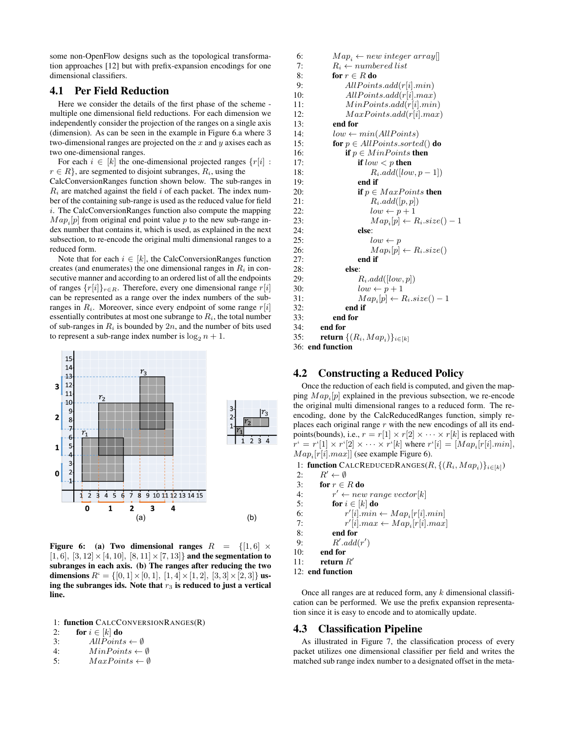some non-OpenFlow designs such as the topological transformation approaches [12] but with prefix-expansion encodings for one dimensional classifiers.

### 4.1 Per Field Reduction

Here we consider the details of the first phase of the scheme - multiple one dimensional field reductions. For each dimension we independently consider the projection of the ranges on a single axis (dimension). As can be seen in the example in Figure 6.a where 3 two-dimensional ranges are projected on the $x$ and $y$ axises each as two one-dimensional ranges.

For each $i \in [k]$ the one-dimensional projected ranges $\{r[i] : r \in R\}$, are segmented to disjoint subranges, $R_i$, using the CalcConversionRanges function shown below. The sub-ranges in $R_i$ are matched against the field $i$ of each packet. The index number of the containing sub-range is used as the reduced value for field $i$. The CalcConversionRanges function also compute the mapping $Map_i[p]$ from original end point value $p$ to the new sub-range index number that contains it, which is used, as explained in the next subsection, to re-encode the original multi dimensional ranges to a reduced form.

Note that for each $i \in [k]$, the CalcConversionRanges function creates (and enumerates) the one dimensional ranges in $R_i$ in consecutive manner and according to an ordered list of all the endpoints of ranges $\{r[i]\}_{r \in R}$. Therefore, every one dimensional range $r[i]$ can be represented as a range over the index numbers of the sub-ranges in $R_i$. Moreover, since every endpoint of some range $r[i]$ essentially contributes at most one subrange to $R_i$, the total number of sub-ranges in $R_i$ is bounded by $2n$, and the number of bits used to represent a sub-range index number is $\log_2 n + 1$.

**Figure 6: (a) Two dimensional ranges $R = \{[1,6] \times [1,6],\ [3,12] \times [4,10],\ [8,11] \times [7,13]\}$ and the segmentation to subranges in each axis. (b) The ranges after reducing the two dimensions $R^{‘} = \{[0,1] \times [0,1],\ [1,4] \times [1,2],\ [3,3] \times [2,3]\}$ using the subranges ids. Note that $r_3$ is reduced to just a vertical line.**

```
1:  function CalcConversionRanges(R)
2:      for i ∈ [k] do
3:          AllPoints ← ∅
4:          MinPoints ← ∅
5:          MaxPoints ← ∅
6:          Map_i ← new integer array[]
7:          R_i ← numbered list
8:          for r ∈ R do
9:              AllPoints.add(r[i].min)
10:             AllPoints.add(r[i].max)
11:             MinPoints.add(r[i].min)
12:             MaxPoints.add(r[i].max)
13:         end for
14:         low ← min(AllPoints)
15:         for p ∈ AllPoints.sorted() do
16:             if p ∈ MinPoints then
17:                 if low < p then
18:                     R_i.add([low, p − 1])
19:                 end if
20:                 if p ∈ MaxPoints then
21:                     R_i.add([p, p])
22:                     low ← p + 1
23:                     Map_i[p] ← R_i.size() − 1
24:                 else:
25:                     low ← p
26:                     Map_i[p] ← R_i.size()
27:                 end if
28:             else:
29:                 R_i.add([low, p])
30:                 low ← p + 1
31:                 Map_i[p] ← R_i.size() − 1
32:             end if
33:         end for
34:     end for
35:     return {(R_i, Map_i)}_{i∈[k]}
36: end function
```

### 4.2 Constructing a Reduced Policy

Once the reduction of each field is computed, and given the mapping $Map_i[p]$ explained in the previous subsection, we re-encode the original multi dimensional ranges to a reduced form. The re-encoding, done by the CalcReducedRanges function, simply replaces each original range $r$ with the new encodings of all its endpoints(bounds), i.e., $r = r[1] \times r[2] \times \cdots \times r[k]$ is replaced with $r^{‘} = r^{‘}[1] \times r^{‘}[2] \times \cdots \times r^{‘}[k]$ where $r^{‘}[i] = [Map_i[r[i].min], Map_i[r[i].max]]$ (see example Figure 6).

```
1:  function CalcReducedRanges(R, {(R_i, Map_i)}_{i∈[k]})
2:      R' ← ∅
3:      for r ∈ R do
4:          r' ← new range vector[k]
5:          for i ∈ [k] do
6:              r'[i].min ← Map_i[r[i].min]
7:              r'[i].max ← Map_i[r[i].max]
8:          end for
9:          R'.add(r')
10:     end for
11:     return R'
12: end function
```

Once all ranges are at reduced form, any $k$ dimensional classification can be performed. We use the prefix expansion representation since it is easy to encode and to atomically update.

### 4.3 Classification Pipeline

As illustrated in Figure 7, the classification process of every packet utilizes one dimensional classifier per field and writes the matched sub range index number to a designated offset in the meta-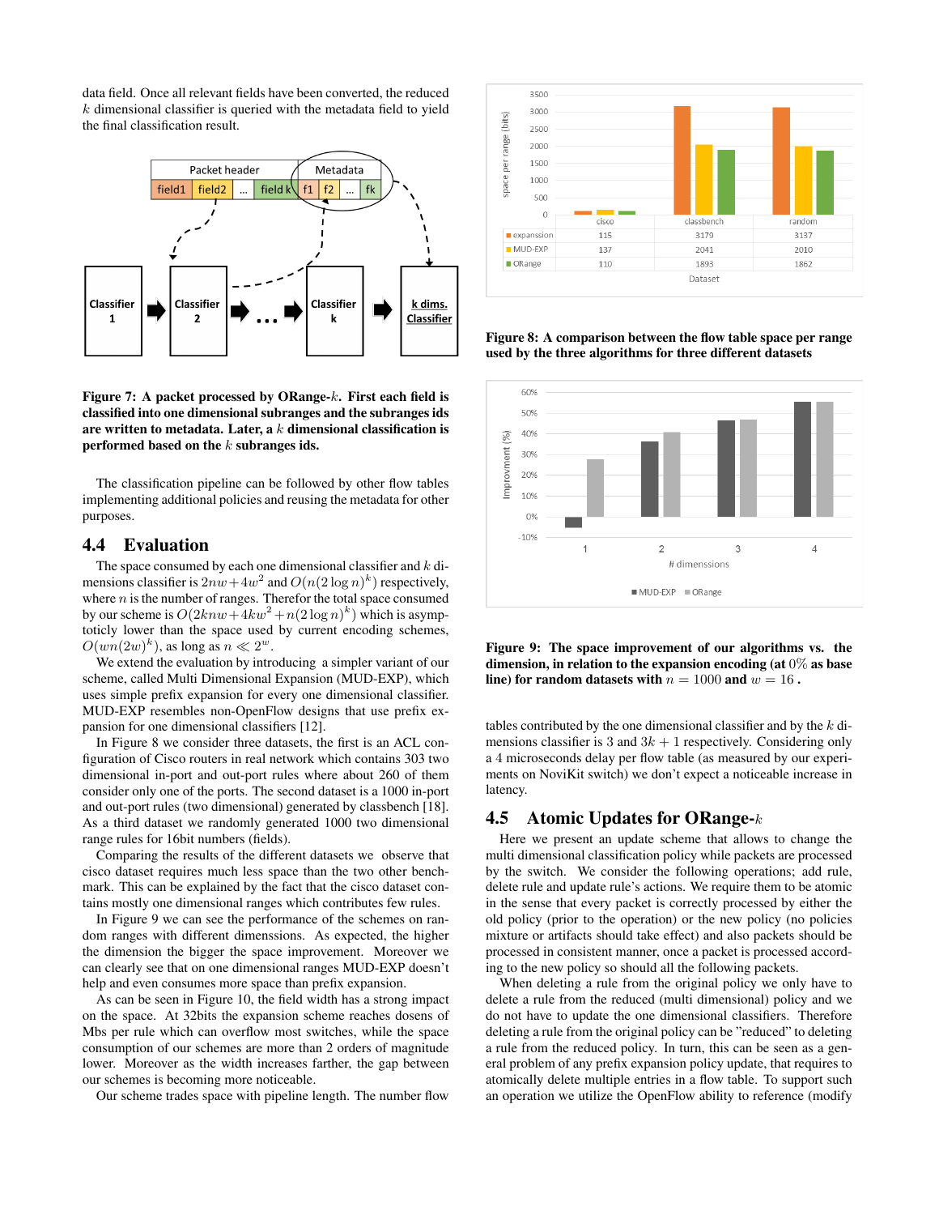data field. Once all relevant fields have been converted, the reduced $k$ dimensional classifier is queried with the metadata field to yield the final classification result.

**Figure 7: A packet processed by ORange-$k$. First each field is classified into one dimensional subranges and the subranges ids are written to metadata. Later, a $k$ dimensional classification is performed based on the $k$ subranges ids.**

The classification pipeline can be followed by other flow tables implementing additional policies and reusing the metadata for other purposes.

## 4.4 Evaluation

The space consumed by each one dimensional classifier and $k$ dimensions classifier is $2nw+4w^2$ and $O(n(2\log n)^k)$ respectively, where $n$ is the number of ranges. Therefor the total space consumed by our scheme is $O(2knw+4kw^2+n(2\log n)^k)$ which is asymptoticly lower than the space used by current encoding schemes, $O(wn(2w)^k)$, as long as $n \ll 2^w$.

We extend the evaluation by introducing a simpler variant of our scheme, called Multi Dimensional Expansion (MUD-EXP), which uses simple prefix expansion for every one dimensional classifier. MUD-EXP resembles non-OpenFlow designs that use prefix expansion for one dimensional classifiers [12].

In Figure 8 we consider three datasets, the first is an ACL configuration of Cisco routers in real network which contains 303 two dimensional in-port and out-port rules where about 260 of them consider only one of the ports. The second dataset is a 1000 in-port and out-port rules (two dimensional) generated by classbench [18]. As a third dataset we randomly generated 1000 two dimensional range rules for 16bit numbers (fields).

Comparing the results of the different datasets we observe that cisco dataset requires much less space than the two other benchmark. This can be explained by the fact that the cisco dataset contains mostly one dimensional ranges which contributes few rules.

In Figure 9 we can see the performance of the schemes on random ranges with different dimensions. As expected, the higher the dimension the bigger the space improvement. Moreover we can clearly see that on one dimensional ranges MUD-EXP doesn't help and even consumes more space than prefix expansion.

As can be seen in Figure 10, the field width has a strong impact on the space. At 32bits the expansion scheme reaches dozens of Mbs per rule which can overflow most switches, while the space consumption of our schemes are more than 2 orders of magnitude lower. Moreover as the width increases farther, the gap between our schemes is becoming more noticeable.

Our scheme trades space with pipeline length. The number flow tables contributed by the one dimensional classifier and by the $k$ dimensions classifier is 3 and $3k+1$ respectively. Considering only a 4 microseconds delay per flow table (as measured by our experiments on NoviKit switch) we don't expect a noticeable increase in latency.

| Dataset | cisco | classbench | random |
|---|---|---|---|
| expanssion | 115 | 3179 | 3137 |
| MUD-EXP | 137 | 2041 | 2010 |
| ORange | 110 | 1893 | 1862 |

**Figure 8: A comparison between the flow table space per range used by the three algorithms for three different datasets**

**Figure 9: The space improvement of our algorithms vs. the dimension, in relation to the expansion encoding (at $0\%$ as base line) for random datasets with $n = 1000$ and $w = 16$ .**

## 4.5 Atomic Updates for ORange-$k$

Here we present an update scheme that allows to change the multi dimensional classification policy while packets are processed by the switch. We consider the following operations; add rule, delete rule and update rule's actions. We require them to be atomic in the sense that every packet is correctly processed by either the old policy (prior to the operation) or the new policy (no policies mixture or artifacts should take effect) and also packets should be processed in consistent manner, once a packet is processed according to the new policy so should all the following packets.

When deleting a rule from the original policy we only have to delete rule from the reduced (multi dimensional) policy and we do not have to update the one dimensional classifiers. Therefore deleting a rule from the original policy can be "reduced" to deleting a rule from the reduced policy. In turn, this can be seen as a general problem of any prefix expansion policy update, that requires to atomically delete multiple entries in a flow table. To support such an operation we utilize the OpenFlow ability to reference (modify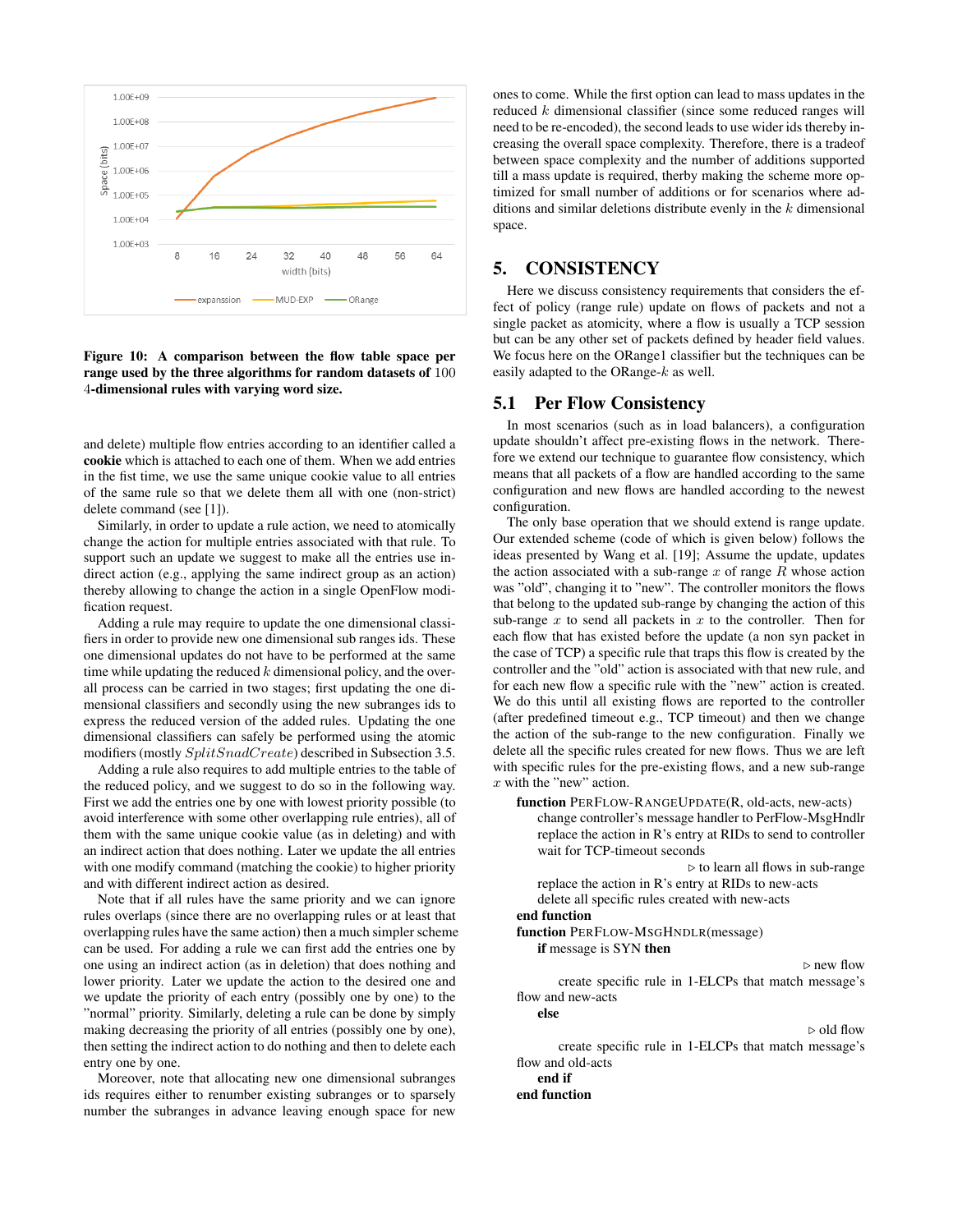Figure 10: A comparison between the flow table space per range used by the three algorithms for random datasets of 100 4-dimensional rules with varying word size.

and delete) multiple flow entries according to an identifier called a **cookie** which is attached to each one of them. When we add entries in the fist time, we use the same unique cookie value to all entries of the same rule so that we delete them all with one (non-strict) delete command (see [1]).

Similarly, in order to update a rule action, we need to atomically change the action for multiple entries associated with that rule. To support such an update we suggest to make all the entries use indirect action (e.g., applying the same indirect group as an action) thereby allowing to change the action in a single OpenFlow modification request.

Adding a rule may require to update the one dimensional classifiers in order to provide new one dimensional sub ranges ids. These one dimensional updates do not have to be performed at the same time while updating the reduced $k$ dimensional policy, and the overall process can be carried in two stages; first updating the one dimensional classifiers and secondly using the new subranges ids to express the reduced version of the added rules. Updating the one dimensional classifiers can safely be performed using the atomic modifiers (mostly $SplitSnadCreate$) described in Subsection 3.5.

Adding a rule also requires to add multiple entries to the table of the reduced policy, and we suggest to do so in the following way. First we add the entries one by one with lowest priority possible (to avoid interference with some other overlapping rule entries), all of them with the same unique cookie value (as in deleting) and with an indirect action that does nothing. Later we update the all entries with one modify command (matching the cookie) to higher priority and with different indirect action as desired.

Note that if all rules have the same priority and we can ignore rules overlaps (since there are no overlapping rules or at least that overlapping rules have the same action) then a much simpler scheme can be used. For adding a rule we can first add the entries one by one using an indirect action (as in deletion) that does nothing and lower priority. Later we update the action to the desired one and we update the priority of each entry (possibly one by one) to the "normal" priority. Similarly, deleting a rule can be done by simply making decreasing the priority of all entries (possibly one by one), then setting the indirect action to do nothing and then to delete each entry one by one.

Moreover, note that allocating new one dimensional subranges ids requires either to renumber existing subranges or to sparsely number the subranges in advance leaving enough space for new ones to come. While the first option can lead to mass updates in the reduced $k$ dimensional classifier (since some reduced ranges will need to be re-encoded), the second leads to use wider ids thereby increasing the overall space complexity. Therefore, there is a tradeof between space complexity and the number of additions supported till a mass update is required, therby making the scheme more optimized for small number of additions or for scenarios where additions and similar deletions distribute evenly in the $k$ dimensional space.

## 5. CONSISTENCY

Here we discuss consistency requirements that considers the effect of policy (range rule) update on flows of packets and not a single packet as atomicity, where a flow is usually a TCP session but can be any other set of packets defined by header field values. We focus here on the ORange1 classifier but the techniques can be easily adapted to the ORange-$k$ as well.

### 5.1 Per Flow Consistency

In most scenarios (such as in load balancers), a configuration update shouldn't affect pre-existing flows in the network. Therefore we extend our technique to guarantee flow consistency, which means that all packets of a flow are handled according to the same configuration and new flows are handled according to the newest configuration.

The only base operation that we should extend is range update. Our extended scheme (code of which is given below) follows the ideas presented by Wang et al. [19]; Assume the update, updates the action associated with a sub-range $x$ of range $R$ whose action was "old", changing it to "new". The controller monitors the flows that belong to the updated sub-range by changing the action of this sub-range $x$ to send all packets in $x$ to the controller. Then for each flow that has existed before the update (a non syn packet in the case of TCP) a specific rule that traps this flow is created by the controller and the "old" action is associated with that new rule, and for each new flow a specific rule with the "new" action is created. We do this until all existing flows are reported to the controller (after predefined timeout e.g., TCP timeout) and then we change the action of the sub-range to the new configuration. Finally we delete all the specific rules created for new flows. Thus we are left with specific rules for the pre-existing flows, and a new sub-range $x$ with the "new" action.

```
function PERFLOW-RANGEUPDATE(R, old-acts, new-acts)
    change controller's message handler to PerFlow-MsgHndlr
    replace the action in R's entry at RIDs to send to controller
    wait for TCP-timeout seconds
                                        ▷ to learn all flows in sub-range
    replace the action in R's entry at RIDs to new-acts
    delete all specific rules created with new-acts
end function
function PERFLOW-MSGHNDLR(message)
    if message is SYN then
                                        ▷ new flow
        create specific rule in 1-ELCPs that match message's flow and new-acts
    else
                                        ▷ old flow
        create specific rule in 1-ELCPs that match message's flow and old-acts
    end if
end function
```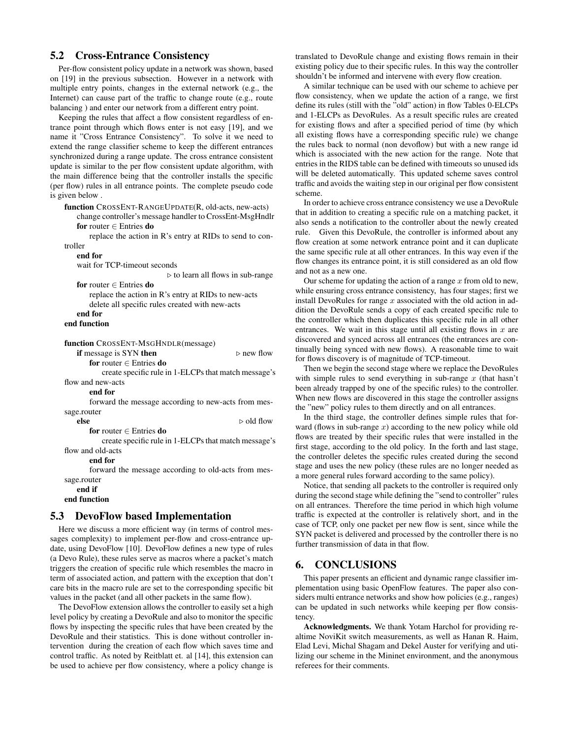## 5.2 Cross-Entrance Consistency

Per-flow consistent policy update in a network was shown, based on [19] in the previous subsection. However in a network with multiple entry points, changes in the external network (e.g., the Internet) can cause part of the traffic to change route (e.g., route balancing ) and enter our network from a different entry point.

Keeping the rules that affect a flow consistent regardless of entrance point through which flows enter is not easy [19], and we name it "Cross Entrance Consistency". To solve it we need to extend the range classifier scheme to keep the different entrances synchronized during a range update. The cross entrance consistent update is similar to the per flow consistent update algorithm, with the main difference being that the controller installs the specific (per flow) rules in all entrance points. The complete pseudo code is given below .

```
function CROSSENT-RANGEUPDATE(R, old-acts, new-acts)
    change controller's message handler to CrossEnt-MsgHndlr
    for router ∈ Entries do
        replace the action in R's entry at RIDs to send to controller
    end for
    wait for TCP-timeout seconds
                                    ▷ to learn all flows in sub-range
    for router ∈ Entries do
        replace the action in R's entry at RIDs to new-acts
        delete all specific rules created with new-acts
    end for
end function

function CROSSENT-MSGHNDLR(message)
    if message is SYN then                        ▷ new flow
        for router ∈ Entries do
            create specific rule in 1-ELCPs that match message's flow and new-acts
        end for
        forward the message according to new-acts from message.router
    else                                          ▷ old flow
        for router ∈ Entries do
            create specific rule in 1-ELCPs that match message's flow and old-acts
        end for
        forward the message according to old-acts from message.router
    end if
end function
```

## 5.3 DevoFlow based Implementation

Here we discuss a more efficient way (in terms of control messages complexity) to implement per-flow and cross-entrance update, using DevoFlow [10]. DevoFlow defines a new type of rules (a Devo Rule), these rules serve as macros where a packet's match triggers the creation of specific rule which resembles the macro in term of associated action, and pattern with the exception that don't care bits in the macro rule are set to the corresponding specific bit values in the packet (and all other packets in the same flow).

The DevoFlow extension allows the controller to easily set a high level policy by creating a DevoRule and also to monitor the specific flows by inspecting the specific rules that have been created by the DevoRule and their statistics. This is done without controller intervention during the creation of each flow which saves time and control traffic. As noted by Reitblatt et. al [14], this extension can be used to achieve per flow consistency, where a policy change is translated to DevoRule change and existing flows remain in their existing policy due to their specific rules. In this way the controller shouldn't be informed and intervene with every flow creation.

A similar technique can be used with our scheme to achieve per flow consistency, when we update the action of a range, we first define its rules (still with the "old" action) in flow Tables 0-ELCPs and 1-ELCPs as DevoRules. As a result specific rules are created for existing flows and after a specified period of time (by which all existing flows have a corresponding specific rule) we change the rules back to normal (non devoflow) but with a new range id which is associated with the new action for the range. Note that entries in the RIDS table can be defined with timeouts so unused ids will be deleted automatically. This updated scheme saves control traffic and avoids the waiting step in our original per flow consistent scheme.

In order to achieve cross entrance consistency we use a DevoRule that in addition to creating a specific rule on a matching packet, it also sends a notification to the controller about the newly created rule. Given this DevoRule, the controller is informed about any flow creation at some network entrance point and it can duplicate the same specific rule at all other entrances. In this way even if the flow changes its entrance point, it is still considered as an old flow and not as a new one.

Our scheme for updating the action of a range $x$ from old to new, while ensuring cross entrance consistency, has four stages; first we install DevoRules for range $x$ associated with the old action in addition the DevoRule sends a copy of each created specific rule to the controller which then duplicates this specific rule in all other entrances. We wait in this stage until all existing flows in $x$ are discovered and synced across all entrances (the entrances are continually being synced with new flows). A reasonable time to wait for flows discovery is of magnitude of TCP-timeout.

Then we begin the second stage where we replace the DevoRules with simple rules to send everything in sub-range $x$ (that hasn't been already trapped by one of the specific rules) to the controller. When new flows are discovered in this stage the controller assigns the "new" policy rules to them directly and on all entrances.

In the third stage, the controller defines simple rules that forward (flows in sub-range $x$) according to the new policy while old flows are treated by their specific rules that were installed in the first stage, according to the old policy. In the forth and last stage, the controller deletes the specific rules created during the second stage and uses the new policy (these rules are no longer needed as a more general rules forward according to the same policy).

Notice, that sending all packets to the controller is required only during the second stage while defining the "send to controller" rules on all entrances. Therefore the time period in which high volume traffic is expected at the controller is relatively short, and in the case of TCP, only one packet per new flow is sent, since while the SYN packet is delivered and processed by the controller there is no further transmission of data in that flow.

# 6. CONCLUSIONS

This paper presents an efficient and dynamic range classifier implementation using basic OpenFlow features. The paper also considers multi entrance networks and show how policies (e.g., ranges) can be updated in such networks while keeping per flow consistency.

**Acknowledgments.** We thank Yotam Harchol for providing realtime NoviKit switch measurements, as well as Hanan R. Haim, Elad Levi, Michal Shagam and Dekel Auster for verifying and utilizing our scheme in the Mininet environment, and the anonymous referees for their comments.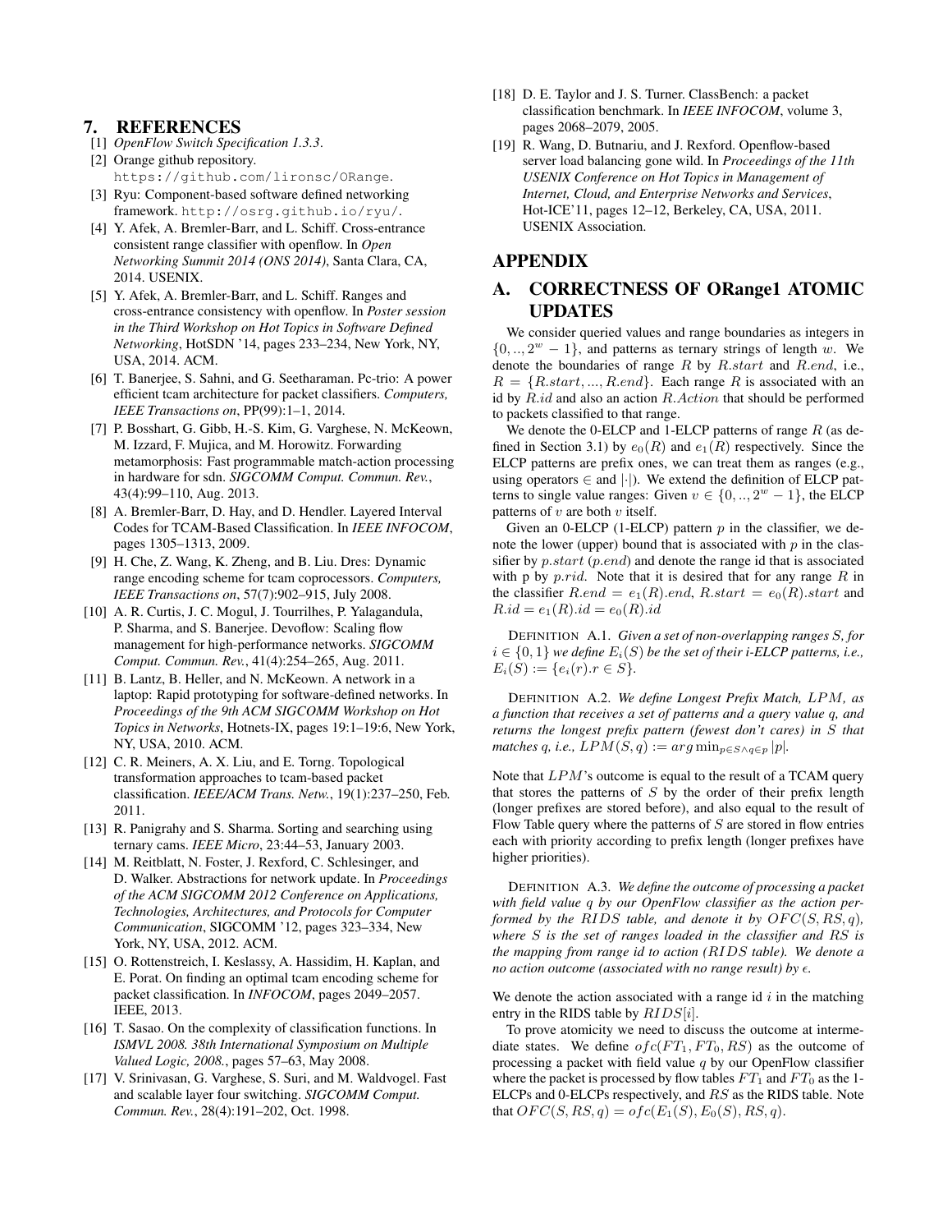## 7. REFERENCES

[1] *OpenFlow Switch Specification 1.3.3*.

[2] Orange github repository. `https://github.com/lironsc/ORange`.

[3] Ryu: Component-based software defined networking framework. `http://osrg.github.io/ryu/`.

[4] Y. Afek, A. Bremler-Barr, and L. Schiff. Cross-entrance consistent range classifier with openflow. In *Open Networking Summit 2014 (ONS 2014)*, Santa Clara, CA, 2014. USENIX.

[5] Y. Afek, A. Bremler-Barr, and L. Schiff. Ranges and cross-entrance consistency with openflow. In *Poster session in the Third Workshop on Hot Topics in Software Defined Networking*, HotSDN '14, pages 233–234, New York, NY, USA, 2014. ACM.

[6] T. Banerjee, S. Sahni, and G. Seetharaman. Pc-trio: A power efficient tcam architecture for packet classifiers. *Computers, IEEE Transactions on*, PP(99):1–1, 2014.

[7] P. Bosshart, G. Gibb, H.-S. Kim, G. Varghese, N. McKeown, M. Izzard, F. Mujica, and M. Horowitz. Forwarding metamorphosis: Fast programmable match-action processing in hardware for sdn. *SIGCOMM Comput. Commun. Rev.*, 43(4):99–110, Aug. 2013.

[8] A. Bremler-Barr, D. Hay, and D. Hendler. Layered Interval Codes for TCAM-Based Classification. In *IEEE INFOCOM*, pages 1305–1313, 2009.

[9] H. Che, Z. Wang, K. Zheng, and B. Liu. Dres: Dynamic range encoding scheme for tcam coprocessors. *Computers, IEEE Transactions on*, 57(7):902–915, July 2008.

[10] A. R. Curtis, J. C. Mogul, J. Tourrilhes, P. Yalagandula, P. Sharma, and S. Banerjee. Devoflow: Scaling flow management for high-performance networks. *SIGCOMM Comput. Commun. Rev.*, 41(4):254–265, Aug. 2011.

[11] B. Lantz, B. Heller, and N. McKeown. A network in a laptop: Rapid prototyping for software-defined networks. In *Proceedings of the 9th ACM SIGCOMM Workshop on Hot Topics in Networks*, Hotnets-IX, pages 19:1–19:6, New York, NY, USA, 2010. ACM.

[12] C. R. Meiners, A. X. Liu, and E. Torng. Topological transformation approaches to tcam-based packet classification. *IEEE/ACM Trans. Netw.*, 19(1):237–250, Feb. 2011.

[13] R. Panigrahy and S. Sharma. Sorting and searching using ternary cams. *IEEE Micro*, 23:44–53, January 2003.

[14] M. Reitblatt, N. Foster, J. Rexford, C. Schlesinger, and D. Walker. Abstractions for network update. In *Proceedings of the ACM SIGCOMM 2012 Conference on Applications, Technologies, Architectures, and Protocols for Computer Communication*, SIGCOMM '12, pages 323–334, New York, NY, USA, 2012. ACM.

[15] O. Rottenstreich, I. Keslassy, A. Hassidim, H. Kaplan, and E. Porat. On finding an optimal tcam encoding scheme for packet classification. In *INFOCOM*, pages 2049–2057. IEEE, 2013.

[16] T. Sasao. On the complexity of classification functions. In *ISMVL 2008. 38th International Symposium on Multiple Valued Logic, 2008.*, pages 57–63, May 2008.

[17] V. Srinivasan, G. Varghese, S. Suri, and M. Waldvogel. Fast and scalable layer four switching. *SIGCOMM Comput. Commun. Rev.*, 28(4):191–202, Oct. 1998.

[18] D. E. Taylor and J. S. Turner. ClassBench: a packet classification benchmark. In *IEEE INFOCOM*, volume 3, pages 2068–2079, 2005.

[19] R. Wang, D. Butnariu, and J. Rexford. Openflow-based server load balancing gone wild. In *Proceedings of the 11th USENIX Conference on Hot Topics in Management of Internet, Cloud, and Enterprise Networks and Services*, Hot-ICE'11, pages 12–12, Berkeley, CA, USA, 2011. USENIX Association.

## APPENDIX

## A. CORRECTNESS OF ORange1 ATOMIC UPDATES

We consider queried values and range boundaries as integers in $\{0, .., 2^w - 1\}$, and patterns as ternary strings of length $w$. We denote the boundaries of range $R$ by $R.start$ and $R.end$, i.e., $R = \{R.start, ..., R.end\}$. Each range $R$ is associated with an id by $R.id$ and also an action $R.Action$ that should be performed to packets classified to that range.

We denote the 0-ELCP and 1-ELCP patterns of range $R$ (as defined in Section 3.1) by $e_0(R)$ and $e_1(R)$ respectively. Since the ELCP patterns are prefix ones, we can treat them as ranges (e.g., using operators $\in$ and $|\cdot|$). We extend the definition of ELCP patterns to single value ranges: Given $v \in \{0, .., 2^w - 1\}$, the ELCP patterns of $v$ are both $v$ itself.

Given an 0-ELCP (1-ELCP) pattern $p$ in the classifier, we denote the lower (upper) bound that is associated with $p$ in the classifier by $p.start$ ($p.end$) and denote the range id that is associated with p by $p.rid$. Note that it is desired that for any range $R$ in the classifier $R.end = e_1(R).end$, $R.start = e_0(R).start$ and $R.id = e_1(R).id = e_0(R).id$

DEFINITION A.1. *Given a set of non-overlapping ranges $S$, for $i \in \{0, 1\}$ we define $E_i(S)$ be the set of their i-ELCP patterns, i.e., $E_i(S) := \{e_i(r).r \in S\}$.*

DEFINITION A.2. *We define Longest Prefix Match, $LPM$, as a function that receives a set of patterns and a query value q, and returns the longest prefix pattern (fewest don't cares) in $S$ that matches q, i.e., $LPM(S, q) := arg\min_{p \in S \wedge q \in p} |p|$.*

Note that $LPM$'s outcome is equal to the result of a TCAM query that stores the patterns of $S$ by the order of their prefix length (longer prefixes are stored before), and also equal to the result of Flow Table query where the patterns of $S$ are stored in flow entries each with priority according to prefix length (longer prefixes have higher priorities).

DEFINITION A.3. *We define the outcome of processing a packet with field value q by our OpenFlow classifier as the action performed by the $RIDS$ table, and denote it by $OFC(S, RS, q)$, where $S$ is the set of ranges loaded in the classifier and $RS$ is the mapping from range id to action ($RIDS$ table). We denote a no action outcome (associated with no range result) by $\epsilon$.*

We denote the action associated with a range id $i$ in the matching entry in the RIDS table by $RIDS[i]$.

To prove atomicity we need to discuss the outcome at intermediate states. We define $ofc(FT_1, FT_0, RS)$ as the outcome of processing a packet with field value $q$ by our OpenFlow classifier where the packet is processed by flow tables $FT_1$ and $FT_0$ as the 1-ELCPs and 0-ELCPs respectively, and $RS$ as the RIDS table. Note that $OFC(S, RS, q) = ofc(E_1(S), E_0(S), RS, q)$.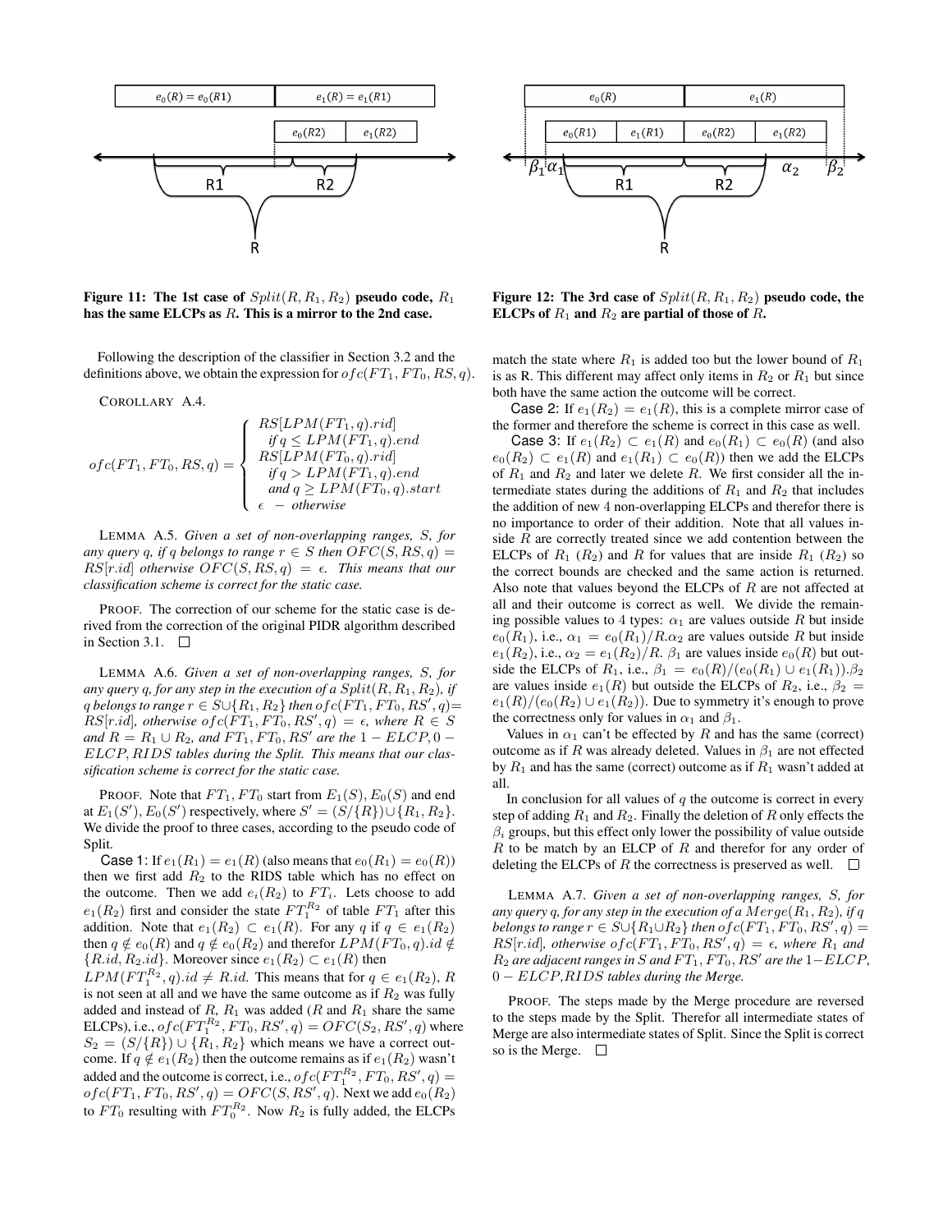$e_0(R) = e_0(R1)$

$e_1(R) = e_1(R1)$

$e_0(R2)$

$e_1(R2)$

R1

R2

R

**Figure 11: The 1st case of $Split(R, R_1, R_2)$ pseudo code, $R_1$ has the same ELCPs as $R$. This is a mirror to the 2nd case.**

$e_0(R)$

$e_1(R)$

$e_0(R1)$

$e_1(R1)$

$e_0(R2)$

$e_1(R2)$

$\beta_1 \alpha_1$

$\alpha_2$

$\beta_2$

R1

R2

R

**Figure 12: The 3rd case of $Split(R, R_1, R_2)$ pseudo code, the ELCPs of $R_1$ and $R_2$ are partial of those of $R$.**

Following the description of the classifier in Section 3.2 and the definitions above, we obtain the expression for $ofc(FT_1, FT_0, RS, q)$.

COROLLARY A.4.

$$ofc(FT_1, FT_0, RS, q) = \begin{cases} RS[LPM(FT_1, q).rid] \\ \quad \textit{if } q \leq LPM(FT_1, q).end \\ RS[LPM(FT_0, q).rid] \\ \quad \textit{if } q > LPM(FT_1, q).end \\ \quad \textit{and } q \geq LPM(FT_0, q).start \\ \epsilon \ - \textit{otherwise} \end{cases}$$

LEMMA A.5. *Given a set of non-overlapping ranges, S, for any query q, if q belongs to range $r \in S$ then $OFC(S, RS, q) = RS[r.id]$ otherwise $OFC(S, RS, q) = \epsilon$. This means that our classification scheme is correct for the static case.*

PROOF. The correction of our scheme for the static case is derived from the correction of the original PIDR algorithm described in Section 3.1. □

LEMMA A.6. *Given a set of non-overlapping ranges, S, for any query q, for any step in the execution of a $Split(R, R_1, R_2)$, if q belongs to range $r \in S \cup \{R_1, R_2\}$ then $ofc(FT_1, FT_0, RS', q)$= $RS[r.id]$, otherwise $ofc(FT_1, FT_0, RS', q) = \epsilon$, where $R \in S$ and $R = R_1 \cup R_2$, and $FT_1, FT_0, RS'$ are the $1-ELCP, 0-ELCP, RIDS$ tables during the Split. This means that our classification scheme is correct for the static case.*

PROOF. Note that $FT_1, FT_0$ start from $E_1(S), E_0(S)$ and end at $E_1(S'), E_0(S')$ respectively, where $S' = (S/\{R\}) \cup \{R_1, R_2\}$. We divide the proof to three cases, according to the pseudo code of Split.

Case 1: If $e_1(R_1) = e_1(R)$ (also means that $e_0(R_1) = e_0(R)$) then we first add $R_2$ to the RIDS table which has no effect on the outcome. Then we add $e_i(R_2)$ to $FT_i$. Lets choose to add $e_1(R_2)$ first and consider the state $FT_1^{R_2}$ of table $FT_1$ after this addition. Note that $e_1(R_2) \subset e_1(R)$. For any $q$ if $q \in e_1(R_2)$ then $q \notin e_0(R)$ and $q \notin e_0(R_2)$ and therefor $LPM(FT_0, q).id \notin \{R.id, R_2.id\}$. Moreover since $e_1(R_2) \subset e_1(R)$ then $LPM(FT_1^{R_2}, q).id \neq R.id$. This means that for $q \in e_1(R_2)$, $R$ is not seen at all and we have the same outcome as if $R_2$ was fully added and instead of $R$, $R_1$ was added ($R$ and $R_1$ share the same ELCPs), i.e., $ofc(FT_1^{R_2}, FT_0, RS', q) = OFC(S_2, RS', q)$ where $S_2 = (S/\{R\}) \cup \{R_1, R_2\}$ which means we have a correct outcome. If $q \notin e_1(R_2)$ then the outcome remains as if $e_1(R_2)$ wasn't added and the outcome is correct, i.e., $ofc(FT_1^{R_2}, FT_0, RS', q) = ofc(FT_1, FT_0, RS', q) = OFC(S, RS', q)$. Next we add $e_0(R_2)$ to $FT_0$ resulting with $FT_0^{R_2}$. Now $R_2$ is fully added, the ELCPs match the state where $R_1$ is added too but the lower bound of $R_1$ is as R. This different may affect only items in $R_2$ or $R_1$ but since both have the same action the outcome will be correct.

Case 2: If $e_1(R_2) = e_1(R)$, this is a complete mirror case of the former and therefore the scheme is correct in this case as well.

Case 3: If $e_1(R_2) \subset e_1(R)$ and $e_0(R_1) \subset e_0(R)$ (and also $e_0(R_2) \subset e_1(R)$ and $e_1(R_1) \subset e_0(R)$) then we add the ELCPs of $R_1$ and $R_2$ and later we delete $R$. We first consider all the intermediate states during the additions of $R_1$ and $R_2$ that includes the addition of new 4 non-overlapping ELCPs and therefor there is no importance to order of their addition. Note that all values inside $R$ are correctly treated since we add contention between the ELCPs of $R_1$ ($R_2$) and $R$ for values that are inside $R_1$ ($R_2$) so the correct bounds are checked and the same action is returned. Also note that values beyond the ELCPs of $R$ are not affected at all and their outcome is correct as well. We divide the remaining possible values to 4 types: $\alpha_1$ are values outside $R$ but inside $e_0(R_1)$, i.e., $\alpha_1 = e_0(R_1)/R$.$\alpha_2$ are values outside $R$ but inside $e_1(R_2)$, i.e., $\alpha_2 = e_1(R_2)/R$. $\beta_1$ are values inside $e_0(R)$ but outside the ELCPs of $R_1$, i.e., $\beta_1 = e_0(R)/(e_0(R_1) \cup e_1(R_1))$.$\beta_2$ are values inside $e_1(R)$ but outside the ELCPs of $R_2$, i.e., $\beta_2 = e_1(R)/(e_0(R_2) \cup e_1(R_2))$. Due to symmetry it's enough to prove the correctness only for values in $\alpha_1$ and $\beta_1$.

Values in $\alpha_1$ can't be effected by $R$ and has the same (correct) outcome as if $R$ was already deleted. Values in $\beta_1$ are not effected by $R_1$ and has the same (correct) outcome as if $R_1$ wasn't added at all.

In conclusion for all values of $q$ the outcome is correct in every step of adding $R_1$ and $R_2$. Finally the deletion of $R$ only effects the $\beta_i$ groups, but this effect only lower the possibility of value outside $R$ to be match by an ELCP of $R$ and therefor for any order of deleting the ELCPs of $R$ the correctness is preserved as well. □

LEMMA A.7. *Given a set of non-overlapping ranges, S, for any query q, for any step in the execution of a $Merge(R_1, R_2)$, if q belongs to range $r \in S \cup \{R_1 \cup R_2\}$ then $ofc(FT_1, FT_0, RS', q) = RS[r.id]$, otherwise $ofc(FT_1, FT_0, RS', q) = \epsilon$, where $R_1$ and $R_2$ are adjacent ranges in S and $FT_1, FT_0, RS'$ are the $1-ELCP$, $0-ELCP$,$RIDS$ tables during the Merge.*

PROOF. The steps made by the Merge procedure are reversed to the steps made by the Split. Therefor all intermediate states of Merge are also intermediate states of Split. Since the Split is correct so is the Merge. □